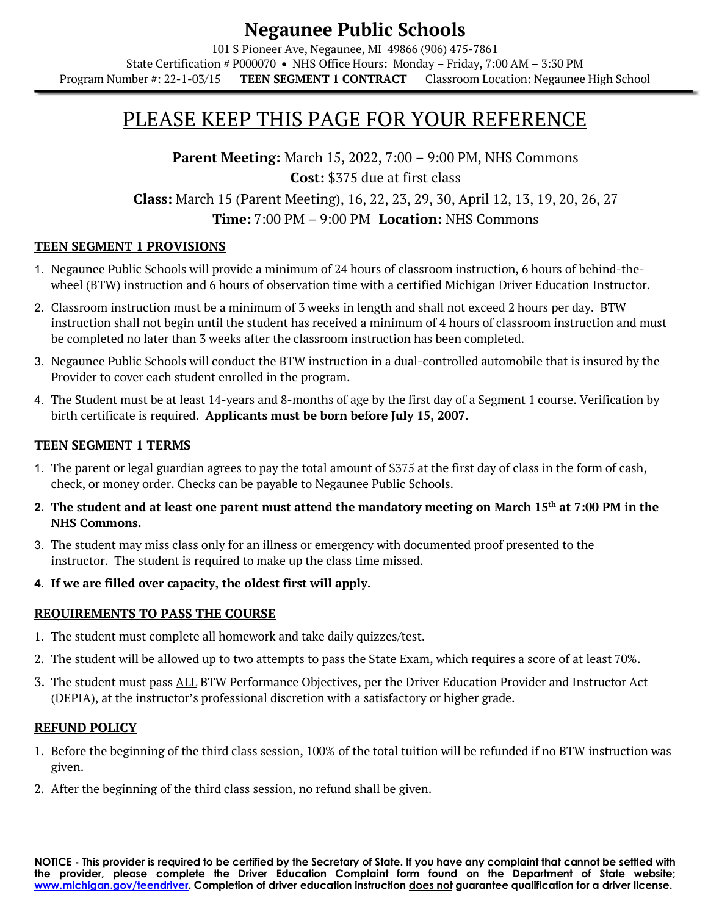# Negaunee Public Schools

101 S Pioneer Ave, Negaunee, MI 49866 (906) 475-7861
State Certification # P000070 • NHS Office Hours: Monday – Friday, 7:00 AM – 3:30 PM
Program Number #: 22-1-03/15 **TEEN SEGMENT 1 CONTRACT** Classroom Location: Negaunee High School

## PLEASE KEEP THIS PAGE FOR YOUR REFERENCE

**Parent Meeting:** March 15, 2022, 7:00 – 9:00 PM, NHS Commons
**Cost:** $375 due at first class
**Class:** March 15 (Parent Meeting), 16, 22, 23, 29, 30, April 12, 13, 19, 20, 26, 27
**Time:** 7:00 PM – 9:00 PM **Location:** NHS Commons

### TEEN SEGMENT 1 PROVISIONS

1. Negaunee Public Schools will provide a minimum of 24 hours of classroom instruction, 6 hours of behind-the-wheel (BTW) instruction and 6 hours of observation time with a certified Michigan Driver Education Instructor.
2. Classroom instruction must be a minimum of 3 weeks in length and shall not exceed 2 hours per day. BTW instruction shall not begin until the student has received a minimum of 4 hours of classroom instruction and must be completed no later than 3 weeks after the classroom instruction has been completed.
3. Negaunee Public Schools will conduct the BTW instruction in a dual-controlled automobile that is insured by the Provider to cover each student enrolled in the program.
4. The Student must be at least 14-years and 8-months of age by the first day of a Segment 1 course. Verification by birth certificate is required. **Applicants must be born before July 15, 2007.**

### TEEN SEGMENT 1 TERMS

1. The parent or legal guardian agrees to pay the total amount of $375 at the first day of class in the form of cash, check, or money order. Checks can be payable to Negaunee Public Schools.
2. **The student and at least one parent must attend the mandatory meeting on March 15th at 7:00 PM in the NHS Commons.**
3. The student may miss class only for an illness or emergency with documented proof presented to the instructor. The student is required to make up the class time missed.
4. **If we are filled over capacity, the oldest first will apply.**

### REQUIREMENTS TO PASS THE COURSE

1. The student must complete all homework and take daily quizzes/test.
2. The student will be allowed up to two attempts to pass the State Exam, which requires a score of at least 70%.
3. The student must pass ALL BTW Performance Objectives, per the Driver Education Provider and Instructor Act (DEPIA), at the instructor's professional discretion with a satisfactory or higher grade.

### REFUND POLICY

1. Before the beginning of the third class session, 100% of the total tuition will be refunded if no BTW instruction was given.
2. After the beginning of the third class session, no refund shall be given.

**NOTICE - This provider is required to be certified by the Secretary of State. If you have any complaint that cannot be settled with the provider, please complete the Driver Education Complaint form found on the Department of State website; www.michigan.gov/teendriver. Completion of driver education instruction does not guarantee qualification for a driver license.**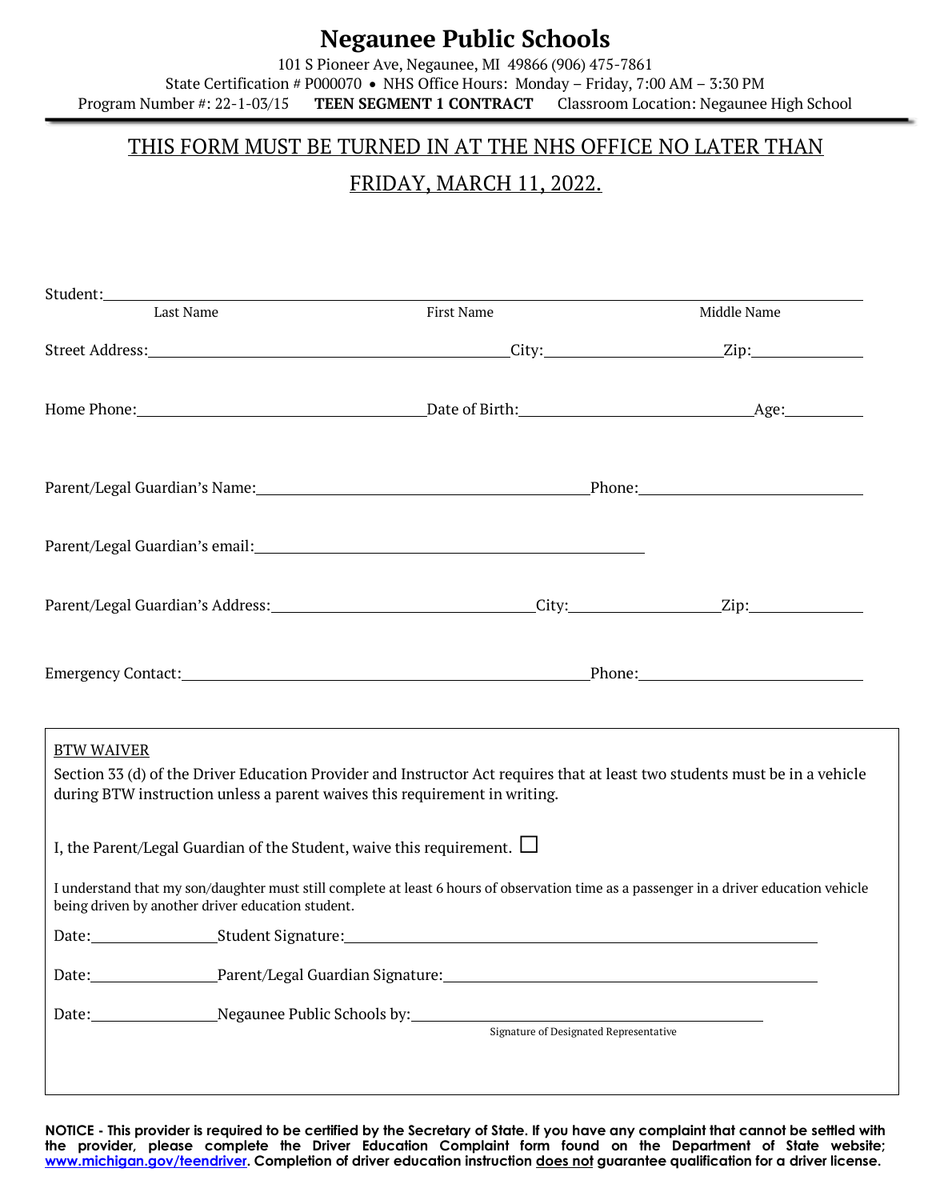# Negaunee Public Schools

101 S Pioneer Ave, Negaunee, MI 49866 (906) 475-7861

State Certification # P000070 • NHS Office Hours: Monday – Friday, 7:00 AM – 3:30 PM

Program Number #: 22-1-03/15 **TEEN SEGMENT 1 CONTRACT** Classroom Location: Negaunee High School

---

<u>THIS FORM MUST BE TURNED IN AT THE NHS OFFICE NO LATER THAN FRIDAY, MARCH 11, 2022.</u>

Student: ______________________________________________________________

Last Name First Name Middle Name

Street Address: ______________________________ City: ______________ Zip: __________

Home Phone: ______________________ Date of Birth: ____________________ Age: ________

Parent/Legal Guardian's Name: ______________________________ Phone: ____________________

Parent/Legal Guardian's email: ______________________________________

Parent/Legal Guardian's Address: ______________________ City: ______________ Zip: __________

Emergency Contact: ________________________________________ Phone: ____________________

<u>BTW WAIVER</u>

Section 33 (d) of the Driver Education Provider and Instructor Act requires that at least two students must be in a vehicle during BTW instruction unless a parent waives this requirement in writing.

I, the Parent/Legal Guardian of the Student, waive this requirement. ☐

I understand that my son/daughter must still complete at least 6 hours of observation time as a passenger in a driver education vehicle being driven by another driver education student.

Date: ____________ Student Signature: ________________________________________

Date: ____________ Parent/Legal Guardian Signature: ________________________________

Date: ____________ Negaunee Public Schools by: ______________________________

Signature of Designated Representative

**NOTICE - This provider is required to be certified by the Secretary of State. If you have any complaint that cannot be settled with the provider, please complete the Driver Education Complaint form found on the Department of State website; www.michigan.gov/teendriver. Completion of driver education instruction <u>does not</u> guarantee qualification for a driver license.**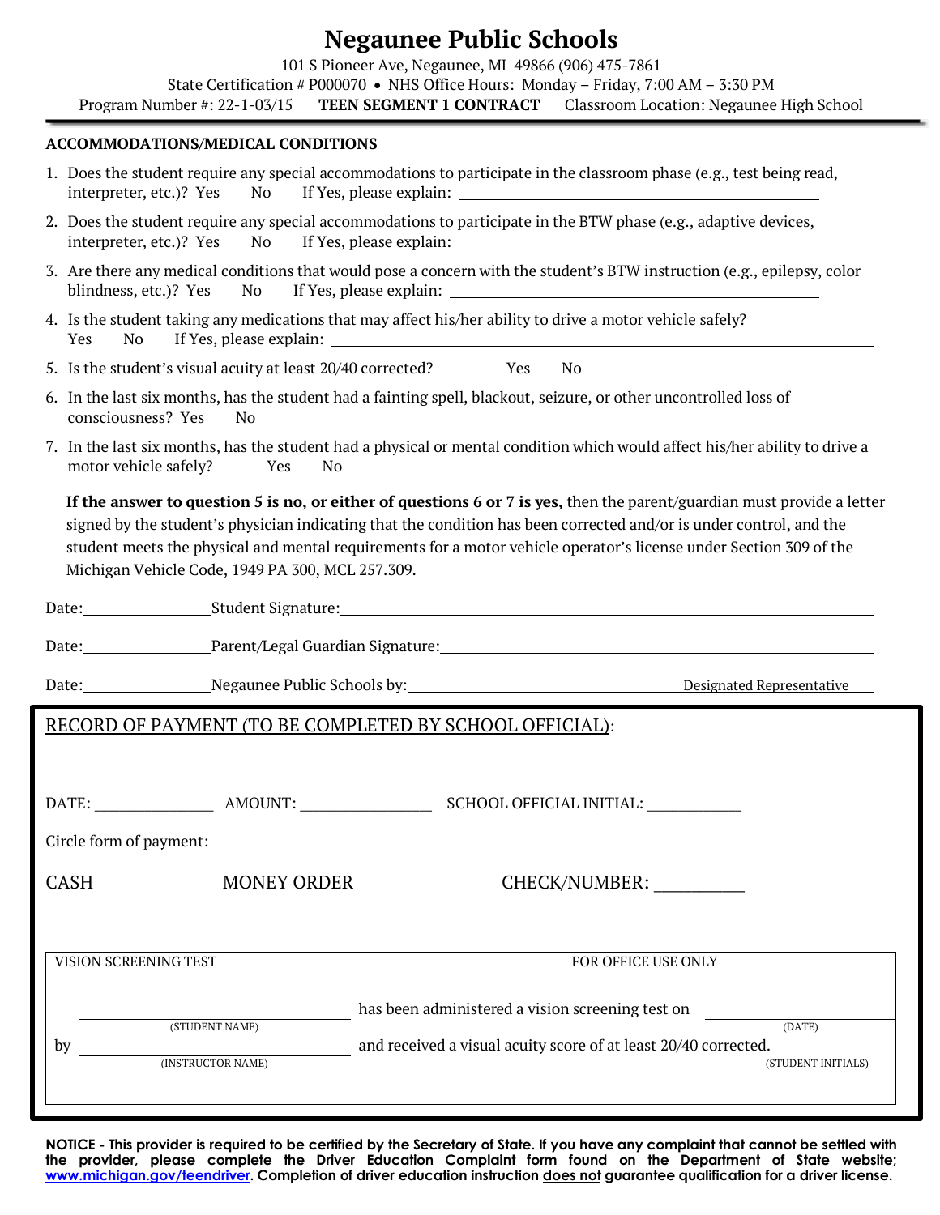# Negaunee Public Schools

101 S Pioneer Ave, Negaunee, MI 49866 (906) 475-7861

State Certification # P000070 • NHS Office Hours: Monday – Friday, 7:00 AM – 3:30 PM

Program Number #: 22-1-03/15 **TEEN SEGMENT 1 CONTRACT** Classroom Location: Negaunee High School

## ACCOMMODATIONS/MEDICAL CONDITIONS

1. Does the student require any special accommodations to participate in the classroom phase (e.g., test being read, interpreter, etc.)? Yes No If Yes, please explain: ______________________________
2. Does the student require any special accommodations to participate in the BTW phase (e.g., adaptive devices, interpreter, etc.)? Yes No If Yes, please explain: ______________________________
3. Are there any medical conditions that would pose a concern with the student's BTW instruction (e.g., epilepsy, color blindness, etc.)? Yes No If Yes, please explain: ______________________________
4. Is the student taking any medications that may affect his/her ability to drive a motor vehicle safely? Yes No If Yes, please explain: ______________________________
5. Is the student's visual acuity at least 20/40 corrected? Yes No
6. In the last six months, has the student had a fainting spell, blackout, seizure, or other uncontrolled loss of consciousness? Yes No
7. In the last six months, has the student had a physical or mental condition which would affect his/her ability to drive a motor vehicle safely? Yes No

**If the answer to question 5 is no, or either of questions 6 or 7 is yes,** then the parent/guardian must provide a letter signed by the student's physician indicating that the condition has been corrected and/or is under control, and the student meets the physical and mental requirements for a motor vehicle operator's license under Section 309 of the Michigan Vehicle Code, 1949 PA 300, MCL 257.309.

Date:______________ Student Signature:______________________________

Date:______________ Parent/Legal Guardian Signature:______________________________

Date:______________ Negaunee Public Schools by:______________________________ Designated Representative

RECORD OF PAYMENT (TO BE COMPLETED BY SCHOOL OFFICIAL):

DATE: ______________ AMOUNT: ______________ SCHOOL OFFICIAL INITIAL: ____________

Circle form of payment:

CASH MONEY ORDER CHECK/NUMBER: __________

| VISION SCREENING TEST | FOR OFFICE USE ONLY |
|---|---|
| ______________________ (STUDENT NAME) has been administered a vision screening test on ______________ (DATE) | |
| by ______________________ (INSTRUCTOR NAME) and received a visual acuity score of at least 20/40 corrected. ________ (STUDENT INITIALS) | |

**NOTICE - This provider is required to be certified by the Secretary of State. If you have any complaint that cannot be settled with the provider, please complete the Driver Education Complaint form found on the Department of State website; www.michigan.gov/teendriver. Completion of driver education instruction does not guarantee qualification for a driver license.**